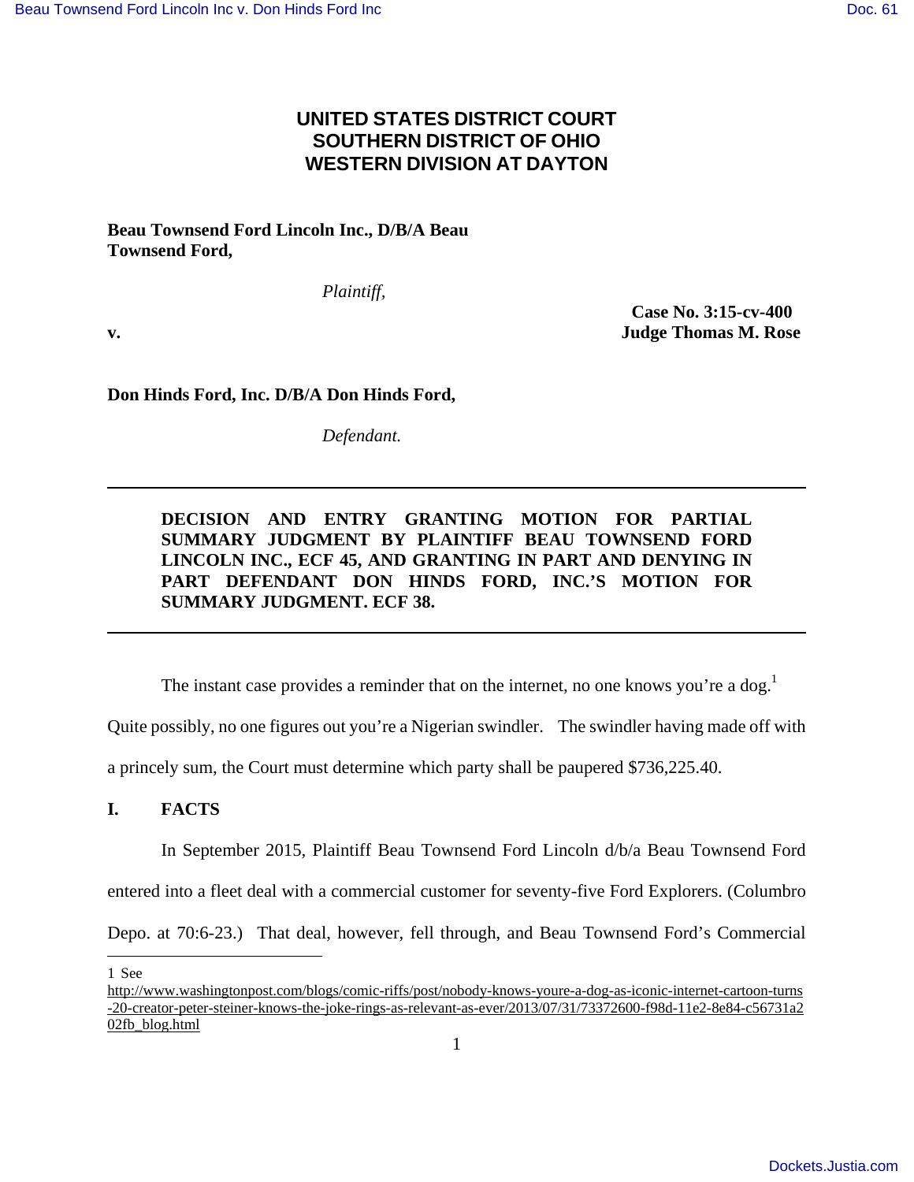# UNITED STATES DISTRICT COURT
# SOUTHERN DISTRICT OF OHIO
# WESTERN DIVISION AT DAYTON

**Beau Townsend Ford Lincoln Inc., D/B/A Beau Townsend Ford,**

*Plaintiff,*

**v.**

**Case No. 3:15-cv-400**
**Judge Thomas M. Rose**

**Don Hinds Ford, Inc. D/B/A Don Hinds Ford,**

*Defendant.*

---

**DECISION AND ENTRY GRANTING MOTION FOR PARTIAL SUMMARY JUDGMENT BY PLAINTIFF BEAU TOWNSEND FORD LINCOLN INC., ECF 45, AND GRANTING IN PART AND DENYING IN PART DEFENDANT DON HINDS FORD, INC.'S MOTION FOR SUMMARY JUDGMENT. ECF 38.**

---

The instant case provides a reminder that on the internet, no one knows you're a dog.[1] Quite possibly, no one figures out you're a Nigerian swindler. The swindler having made off with a princely sum, the Court must determine which party shall be paupered $736,225.40.

## I. FACTS

In September 2015, Plaintiff Beau Townsend Ford Lincoln d/b/a Beau Townsend Ford entered into a fleet deal with a commercial customer for seventy-five Ford Explorers. (Columbro Depo. at 70:6-23.) That deal, however, fell through, and Beau Townsend Ford's Commercial

---

1 See http://www.washingtonpost.com/blogs/comic-riffs/post/nobody-knows-youre-a-dog-as-iconic-internet-cartoon-turns-20-creator-peter-steiner-knows-the-joke-rings-as-relevant-as-ever/2013/07/31/73372600-f98d-11e2-8e84-c56731a202fb_blog.html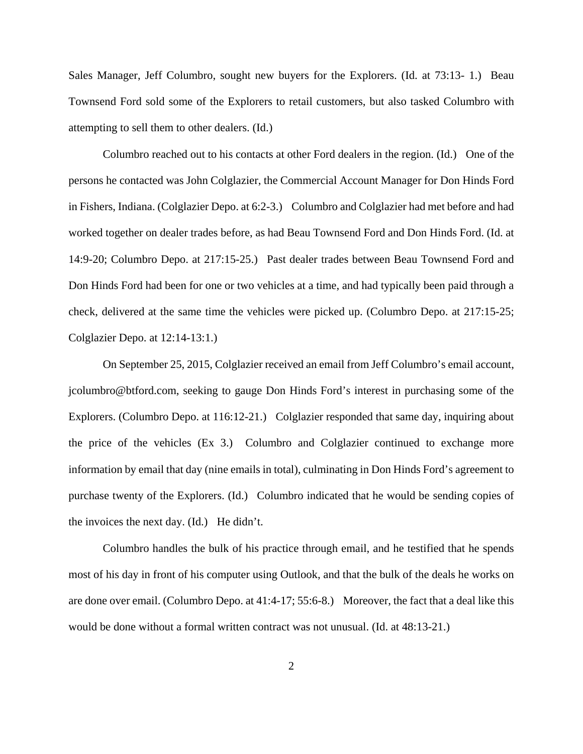Sales Manager, Jeff Columbro, sought new buyers for the Explorers. (Id. at 73:13- 1.) Beau Townsend Ford sold some of the Explorers to retail customers, but also tasked Columbro with attempting to sell them to other dealers. (Id.)

Columbro reached out to his contacts at other Ford dealers in the region. (Id.) One of the persons he contacted was John Colglazier, the Commercial Account Manager for Don Hinds Ford in Fishers, Indiana. (Colglazier Depo. at 6:2-3.) Columbro and Colglazier had met before and had worked together on dealer trades before, as had Beau Townsend Ford and Don Hinds Ford. (Id. at 14:9-20; Columbro Depo. at 217:15-25.) Past dealer trades between Beau Townsend Ford and Don Hinds Ford had been for one or two vehicles at a time, and had typically been paid through a check, delivered at the same time the vehicles were picked up. (Columbro Depo. at 217:15-25; Colglazier Depo. at 12:14-13:1.)

On September 25, 2015, Colglazier received an email from Jeff Columbro's email account, jcolumbro@btford.com, seeking to gauge Don Hinds Ford's interest in purchasing some of the Explorers. (Columbro Depo. at 116:12-21.) Colglazier responded that same day, inquiring about the price of the vehicles (Ex 3.) Columbro and Colglazier continued to exchange more information by email that day (nine emails in total), culminating in Don Hinds Ford's agreement to purchase twenty of the Explorers. (Id.) Columbro indicated that he would be sending copies of the invoices the next day. (Id.) He didn't.

Columbro handles the bulk of his practice through email, and he testified that he spends most of his day in front of his computer using Outlook, and that the bulk of the deals he works on are done over email. (Columbro Depo. at 41:4-17; 55:6-8.) Moreover, the fact that a deal like this would be done without a formal written contract was not unusual. (Id. at 48:13-21.)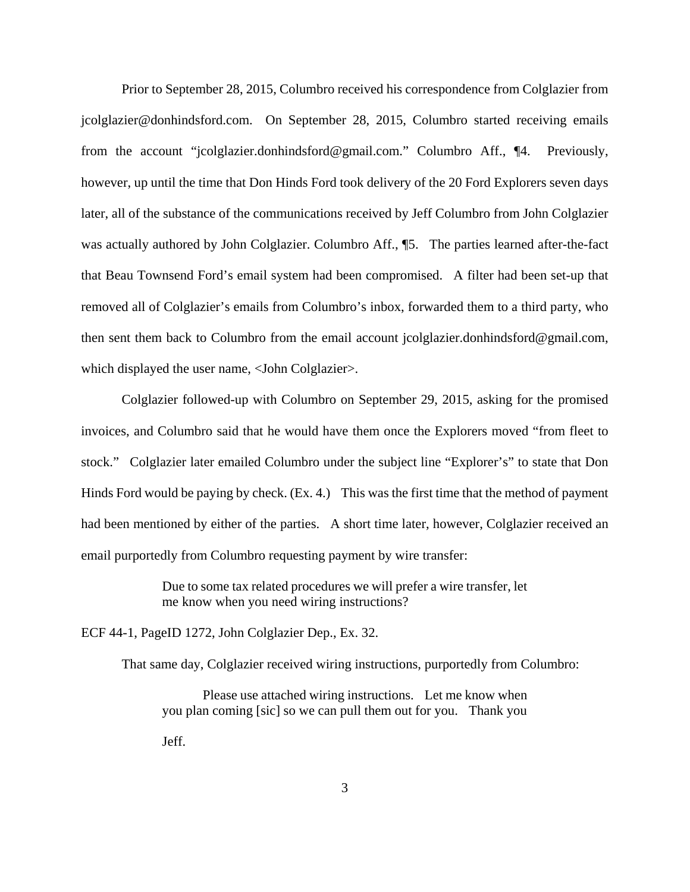Prior to September 28, 2015, Columbro received his correspondence from Colglazier from jcolglazier@donhindsford.com. On September 28, 2015, Columbro started receiving emails from the account "jcolglazier.donhindsford@gmail.com." Columbro Aff., ¶4. Previously, however, up until the time that Don Hinds Ford took delivery of the 20 Ford Explorers seven days later, all of the substance of the communications received by Jeff Columbro from John Colglazier was actually authored by John Colglazier. Columbro Aff., ¶5. The parties learned after-the-fact that Beau Townsend Ford's email system had been compromised. A filter had been set-up that removed all of Colglazier's emails from Columbro's inbox, forwarded them to a third party, who then sent them back to Columbro from the email account jcolglazier.donhindsford@gmail.com, which displayed the user name, <John Colglazier>.

Colglazier followed-up with Columbro on September 29, 2015, asking for the promised invoices, and Columbro said that he would have them once the Explorers moved "from fleet to stock." Colglazier later emailed Columbro under the subject line "Explorer's" to state that Don Hinds Ford would be paying by check. (Ex. 4.) This was the first time that the method of payment had been mentioned by either of the parties. A short time later, however, Colglazier received an email purportedly from Columbro requesting payment by wire transfer:

> Due to some tax related procedures we will prefer a wire transfer, let me know when you need wiring instructions?

ECF 44-1, PageID 1272, John Colglazier Dep., Ex. 32.

That same day, Colglazier received wiring instructions, purportedly from Columbro:

> Please use attached wiring instructions. Let me know when you plan coming [sic] so we can pull them out for you. Thank you
>
> Jeff.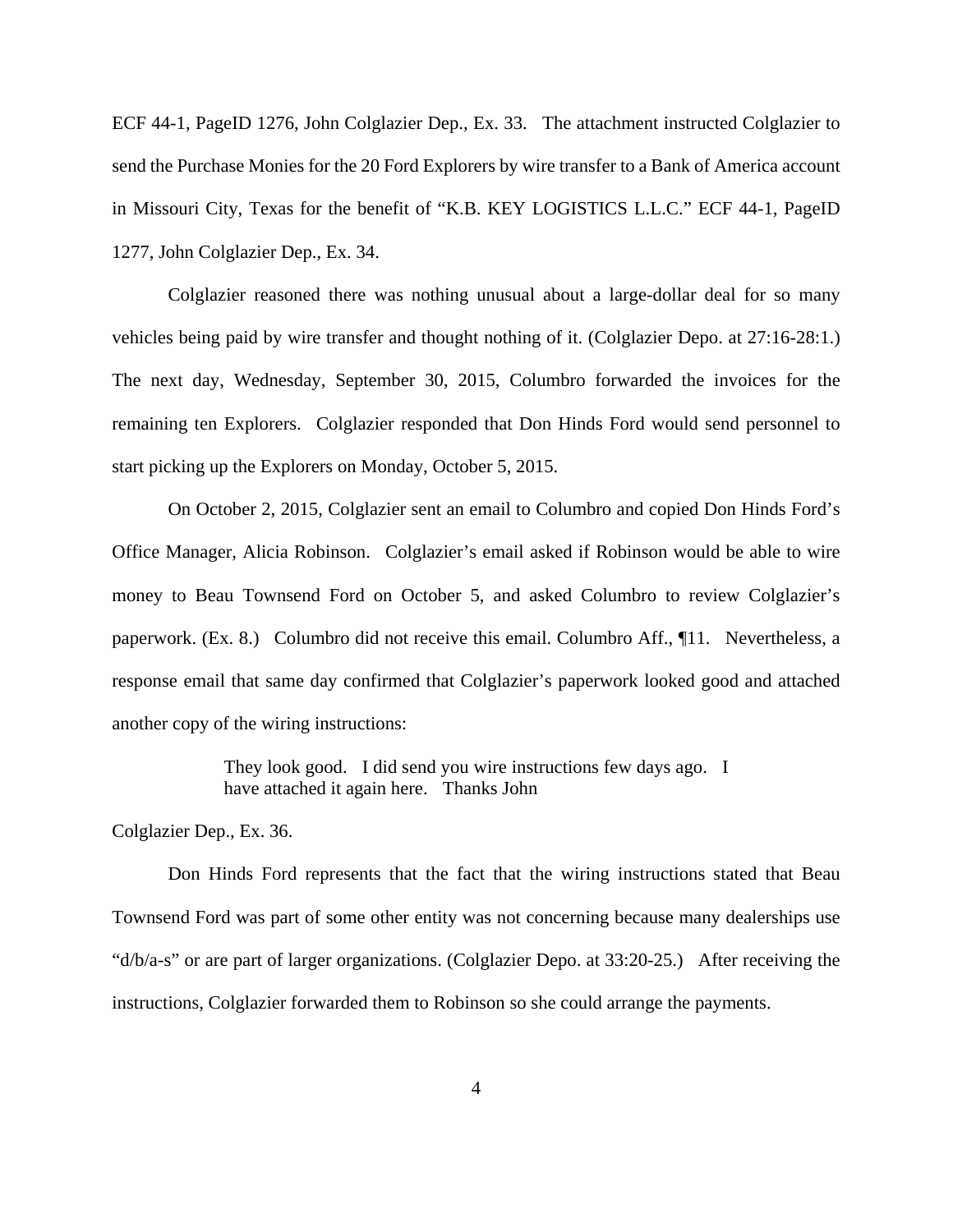ECF 44-1, PageID 1276, John Colglazier Dep., Ex. 33. The attachment instructed Colglazier to send the Purchase Monies for the 20 Ford Explorers by wire transfer to a Bank of America account in Missouri City, Texas for the benefit of "K.B. KEY LOGISTICS L.L.C." ECF 44-1, PageID 1277, John Colglazier Dep., Ex. 34.

Colglazier reasoned there was nothing unusual about a large-dollar deal for so many vehicles being paid by wire transfer and thought nothing of it. (Colglazier Depo. at 27:16-28:1.) The next day, Wednesday, September 30, 2015, Columbro forwarded the invoices for the remaining ten Explorers. Colglazier responded that Don Hinds Ford would send personnel to start picking up the Explorers on Monday, October 5, 2015.

On October 2, 2015, Colglazier sent an email to Columbro and copied Don Hinds Ford's Office Manager, Alicia Robinson. Colglazier's email asked if Robinson would be able to wire money to Beau Townsend Ford on October 5, and asked Columbro to review Colglazier's paperwork. (Ex. 8.) Columbro did not receive this email. Columbro Aff., ¶11. Nevertheless, a response email that same day confirmed that Colglazier's paperwork looked good and attached another copy of the wiring instructions:

> They look good. I did send you wire instructions few days ago. I have attached it again here. Thanks John

Colglazier Dep., Ex. 36.

Don Hinds Ford represents that the fact that the wiring instructions stated that Beau Townsend Ford was part of some other entity was not concerning because many dealerships use "d/b/a-s" or are part of larger organizations. (Colglazier Depo. at 33:20-25.) After receiving the instructions, Colglazier forwarded them to Robinson so she could arrange the payments.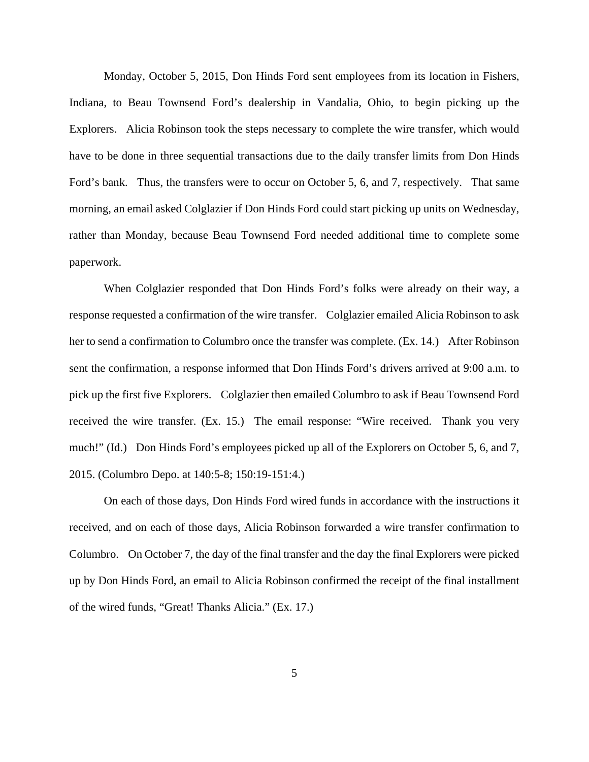Monday, October 5, 2015, Don Hinds Ford sent employees from its location in Fishers, Indiana, to Beau Townsend Ford's dealership in Vandalia, Ohio, to begin picking up the Explorers. Alicia Robinson took the steps necessary to complete the wire transfer, which would have to be done in three sequential transactions due to the daily transfer limits from Don Hinds Ford's bank. Thus, the transfers were to occur on October 5, 6, and 7, respectively. That same morning, an email asked Colglazier if Don Hinds Ford could start picking up units on Wednesday, rather than Monday, because Beau Townsend Ford needed additional time to complete some paperwork.

When Colglazier responded that Don Hinds Ford's folks were already on their way, a response requested a confirmation of the wire transfer. Colglazier emailed Alicia Robinson to ask her to send a confirmation to Columbro once the transfer was complete. (Ex. 14.) After Robinson sent the confirmation, a response informed that Don Hinds Ford's drivers arrived at 9:00 a.m. to pick up the first five Explorers. Colglazier then emailed Columbro to ask if Beau Townsend Ford received the wire transfer. (Ex. 15.) The email response: "Wire received. Thank you very much!" (Id.) Don Hinds Ford's employees picked up all of the Explorers on October 5, 6, and 7, 2015. (Columbro Depo. at 140:5-8; 150:19-151:4.)

On each of those days, Don Hinds Ford wired funds in accordance with the instructions it received, and on each of those days, Alicia Robinson forwarded a wire transfer confirmation to Columbro. On October 7, the day of the final transfer and the day the final Explorers were picked up by Don Hinds Ford, an email to Alicia Robinson confirmed the receipt of the final installment of the wired funds, "Great! Thanks Alicia." (Ex. 17.)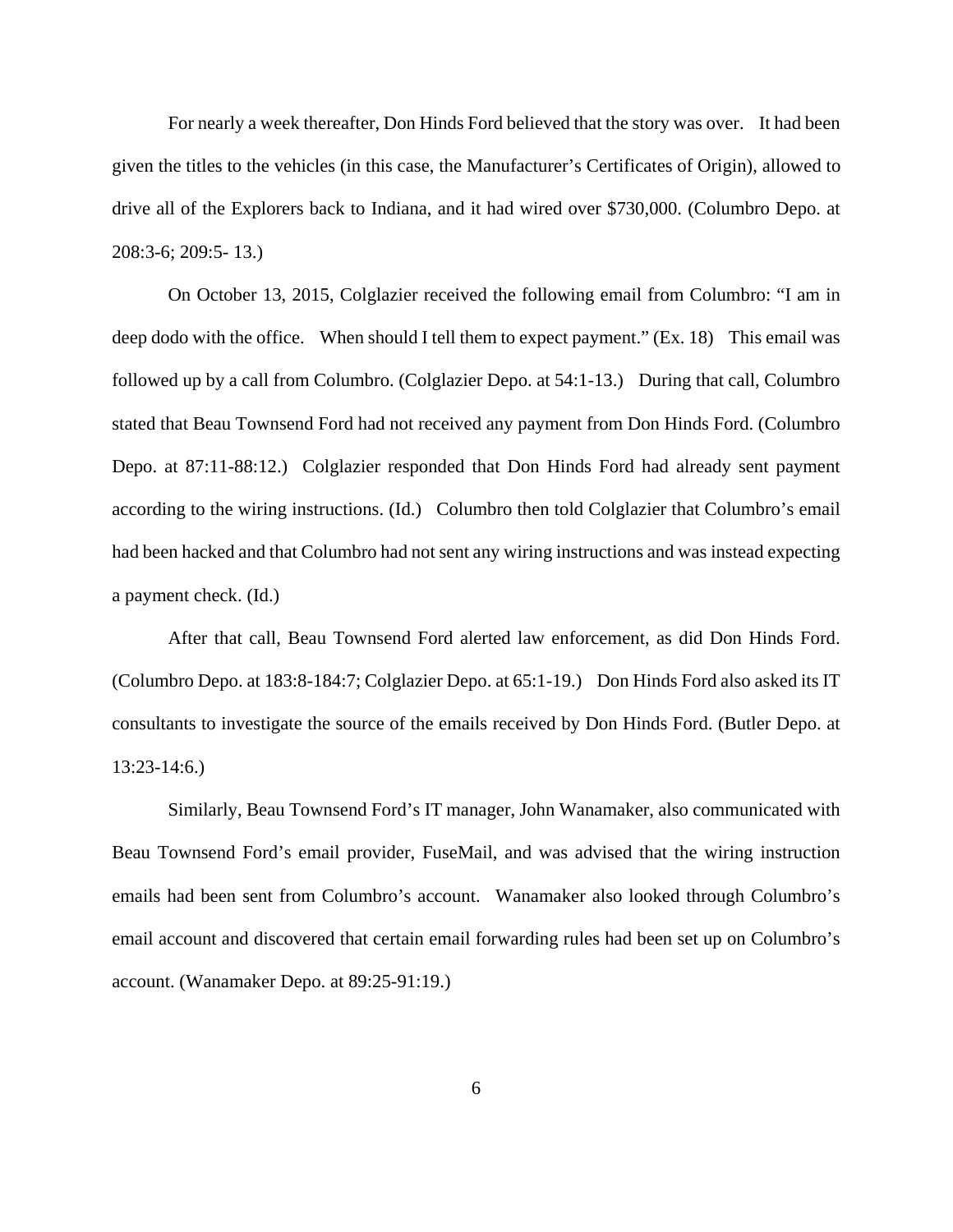For nearly a week thereafter, Don Hinds Ford believed that the story was over. It had been given the titles to the vehicles (in this case, the Manufacturer's Certificates of Origin), allowed to drive all of the Explorers back to Indiana, and it had wired over $730,000. (Columbro Depo. at 208:3-6; 209:5- 13.)

On October 13, 2015, Colglazier received the following email from Columbro: "I am in deep dodo with the office. When should I tell them to expect payment." (Ex. 18) This email was followed up by a call from Columbro. (Colglazier Depo. at 54:1-13.) During that call, Columbro stated that Beau Townsend Ford had not received any payment from Don Hinds Ford. (Columbro Depo. at 87:11-88:12.) Colglazier responded that Don Hinds Ford had already sent payment according to the wiring instructions. (Id.) Columbro then told Colglazier that Columbro's email had been hacked and that Columbro had not sent any wiring instructions and was instead expecting a payment check. (Id.)

After that call, Beau Townsend Ford alerted law enforcement, as did Don Hinds Ford. (Columbro Depo. at 183:8-184:7; Colglazier Depo. at 65:1-19.) Don Hinds Ford also asked its IT consultants to investigate the source of the emails received by Don Hinds Ford. (Butler Depo. at 13:23-14:6.)

Similarly, Beau Townsend Ford's IT manager, John Wanamaker, also communicated with Beau Townsend Ford's email provider, FuseMail, and was advised that the wiring instruction emails had been sent from Columbro's account. Wanamaker also looked through Columbro's email account and discovered that certain email forwarding rules had been set up on Columbro's account. (Wanamaker Depo. at 89:25-91:19.)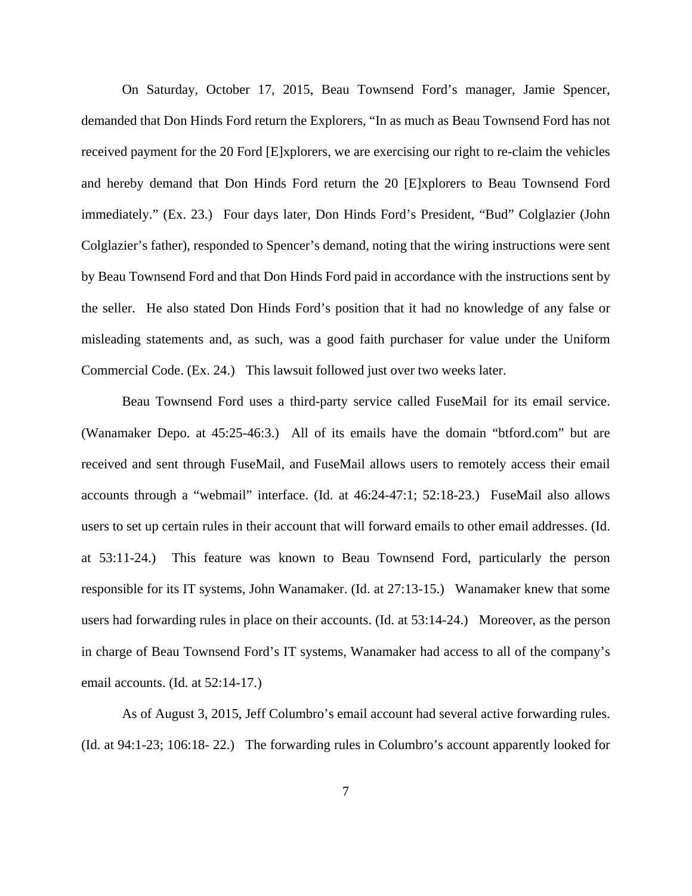On Saturday, October 17, 2015, Beau Townsend Ford's manager, Jamie Spencer, demanded that Don Hinds Ford return the Explorers, "In as much as Beau Townsend Ford has not received payment for the 20 Ford [E]xplorers, we are exercising our right to re-claim the vehicles and hereby demand that Don Hinds Ford return the 20 [E]xplorers to Beau Townsend Ford immediately." (Ex. 23.) Four days later, Don Hinds Ford's President, "Bud" Colglazier (John Colglazier's father), responded to Spencer's demand, noting that the wiring instructions were sent by Beau Townsend Ford and that Don Hinds Ford paid in accordance with the instructions sent by the seller. He also stated Don Hinds Ford's position that it had no knowledge of any false or misleading statements and, as such, was a good faith purchaser for value under the Uniform Commercial Code. (Ex. 24.) This lawsuit followed just over two weeks later.

Beau Townsend Ford uses a third-party service called FuseMail for its email service. (Wanamaker Depo. at 45:25-46:3.) All of its emails have the domain "btford.com" but are received and sent through FuseMail, and FuseMail allows users to remotely access their email accounts through a "webmail" interface. (Id. at 46:24-47:1; 52:18-23.) FuseMail also allows users to set up certain rules in their account that will forward emails to other email addresses. (Id. at 53:11-24.) This feature was known to Beau Townsend Ford, particularly the person responsible for its IT systems, John Wanamaker. (Id. at 27:13-15.) Wanamaker knew that some users had forwarding rules in place on their accounts. (Id. at 53:14-24.) Moreover, as the person in charge of Beau Townsend Ford's IT systems, Wanamaker had access to all of the company's email accounts. (Id. at 52:14-17.)

As of August 3, 2015, Jeff Columbro's email account had several active forwarding rules. (Id. at 94:1-23; 106:18- 22.) The forwarding rules in Columbro's account apparently looked for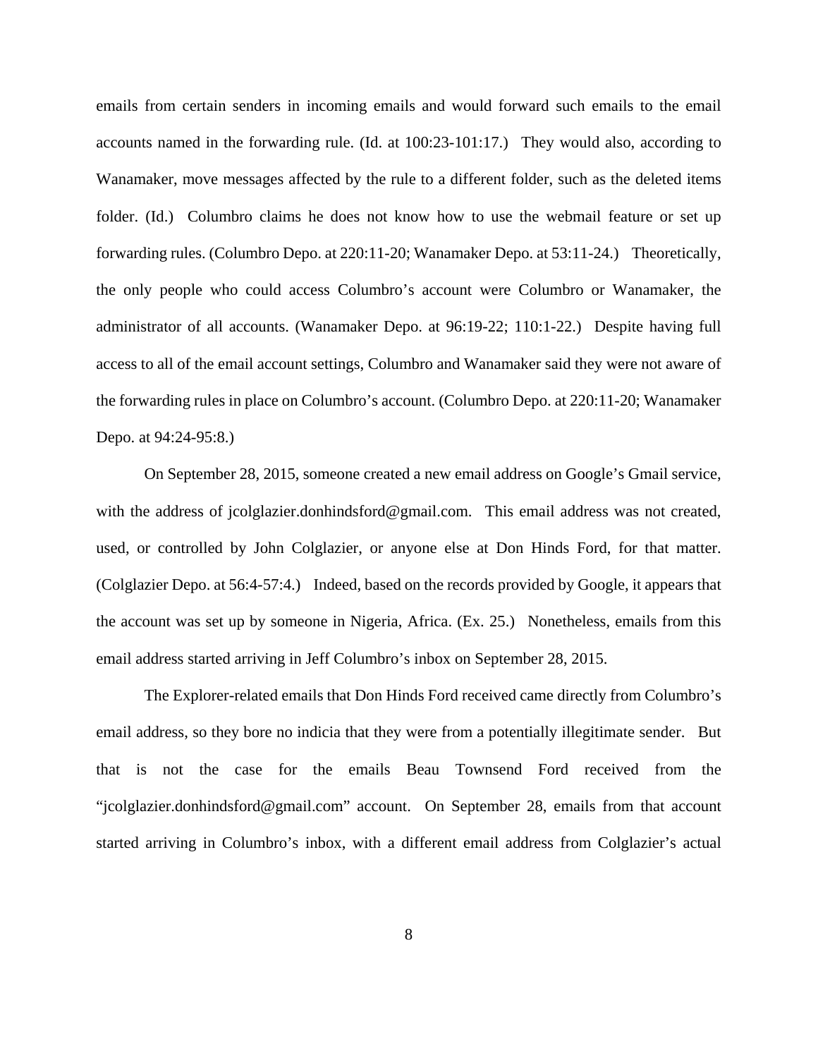emails from certain senders in incoming emails and would forward such emails to the email accounts named in the forwarding rule. (Id. at 100:23-101:17.) They would also, according to Wanamaker, move messages affected by the rule to a different folder, such as the deleted items folder. (Id.) Columbro claims he does not know how to use the webmail feature or set up forwarding rules. (Columbro Depo. at 220:11-20; Wanamaker Depo. at 53:11-24.) Theoretically, the only people who could access Columbro's account were Columbro or Wanamaker, the administrator of all accounts. (Wanamaker Depo. at 96:19-22; 110:1-22.) Despite having full access to all of the email account settings, Columbro and Wanamaker said they were not aware of the forwarding rules in place on Columbro's account. (Columbro Depo. at 220:11-20; Wanamaker Depo. at 94:24-95:8.)

On September 28, 2015, someone created a new email address on Google's Gmail service, with the address of jcolglazier.donhindsford@gmail.com. This email address was not created, used, or controlled by John Colglazier, or anyone else at Don Hinds Ford, for that matter. (Colglazier Depo. at 56:4-57:4.) Indeed, based on the records provided by Google, it appears that the account was set up by someone in Nigeria, Africa. (Ex. 25.) Nonetheless, emails from this email address started arriving in Jeff Columbro's inbox on September 28, 2015.

The Explorer-related emails that Don Hinds Ford received came directly from Columbro's email address, so they bore no indicia that they were from a potentially illegitimate sender. But that is not the case for the emails Beau Townsend Ford received from the "jcolglazier.donhindsford@gmail.com" account. On September 28, emails from that account started arriving in Columbro's inbox, with a different email address from Colglazier's actual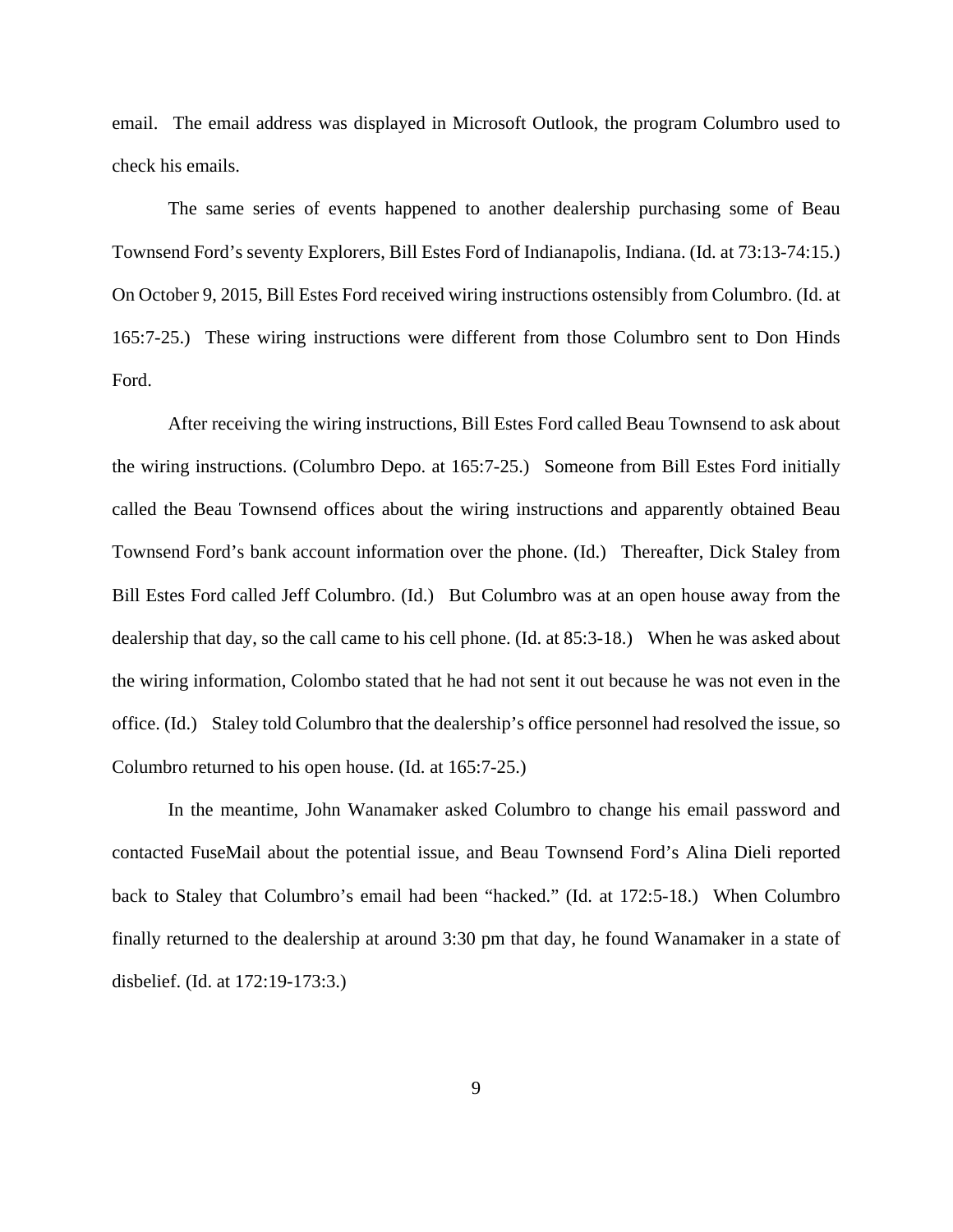email. The email address was displayed in Microsoft Outlook, the program Columbro used to check his emails.

The same series of events happened to another dealership purchasing some of Beau Townsend Ford's seventy Explorers, Bill Estes Ford of Indianapolis, Indiana. (Id. at 73:13-74:15.) On October 9, 2015, Bill Estes Ford received wiring instructions ostensibly from Columbro. (Id. at 165:7-25.) These wiring instructions were different from those Columbro sent to Don Hinds Ford.

After receiving the wiring instructions, Bill Estes Ford called Beau Townsend to ask about the wiring instructions. (Columbro Depo. at 165:7-25.) Someone from Bill Estes Ford initially called the Beau Townsend offices about the wiring instructions and apparently obtained Beau Townsend Ford's bank account information over the phone. (Id.) Thereafter, Dick Staley from Bill Estes Ford called Jeff Columbro. (Id.) But Columbro was at an open house away from the dealership that day, so the call came to his cell phone. (Id. at 85:3-18.) When he was asked about the wiring information, Colombo stated that he had not sent it out because he was not even in the office. (Id.) Staley told Columbro that the dealership's office personnel had resolved the issue, so Columbro returned to his open house. (Id. at 165:7-25.)

In the meantime, John Wanamaker asked Columbro to change his email password and contacted FuseMail about the potential issue, and Beau Townsend Ford's Alina Dieli reported back to Staley that Columbro's email had been "hacked." (Id. at 172:5-18.) When Columbro finally returned to the dealership at around 3:30 pm that day, he found Wanamaker in a state of disbelief. (Id. at 172:19-173:3.)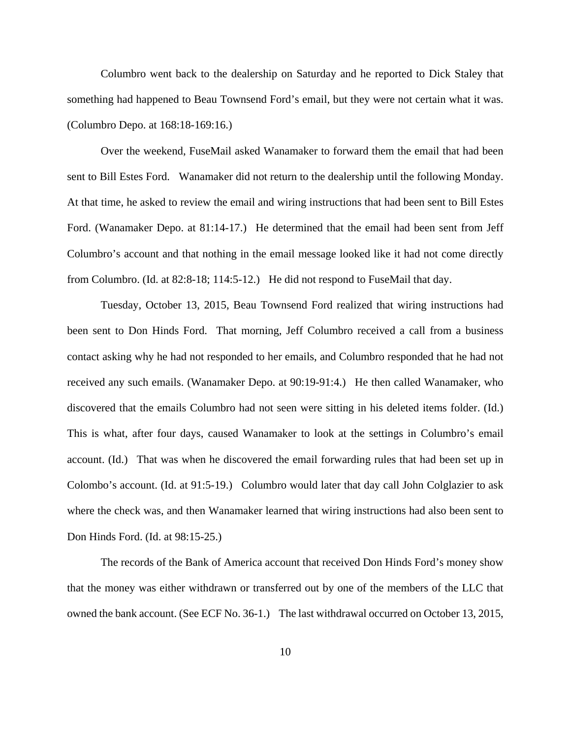Columbro went back to the dealership on Saturday and he reported to Dick Staley that something had happened to Beau Townsend Ford's email, but they were not certain what it was. (Columbro Depo. at 168:18-169:16.)

Over the weekend, FuseMail asked Wanamaker to forward them the email that had been sent to Bill Estes Ford. Wanamaker did not return to the dealership until the following Monday. At that time, he asked to review the email and wiring instructions that had been sent to Bill Estes Ford. (Wanamaker Depo. at 81:14-17.) He determined that the email had been sent from Jeff Columbro's account and that nothing in the email message looked like it had not come directly from Columbro. (Id. at 82:8-18; 114:5-12.) He did not respond to FuseMail that day.

Tuesday, October 13, 2015, Beau Townsend Ford realized that wiring instructions had been sent to Don Hinds Ford. That morning, Jeff Columbro received a call from a business contact asking why he had not responded to her emails, and Columbro responded that he had not received any such emails. (Wanamaker Depo. at 90:19-91:4.) He then called Wanamaker, who discovered that the emails Columbro had not seen were sitting in his deleted items folder. (Id.) This is what, after four days, caused Wanamaker to look at the settings in Columbro's email account. (Id.) That was when he discovered the email forwarding rules that had been set up in Colombo's account. (Id. at 91:5-19.) Columbro would later that day call John Colglazier to ask where the check was, and then Wanamaker learned that wiring instructions had also been sent to Don Hinds Ford. (Id. at 98:15-25.)

The records of the Bank of America account that received Don Hinds Ford's money show that the money was either withdrawn or transferred out by one of the members of the LLC that owned the bank account. (See ECF No. 36-1.) The last withdrawal occurred on October 13, 2015,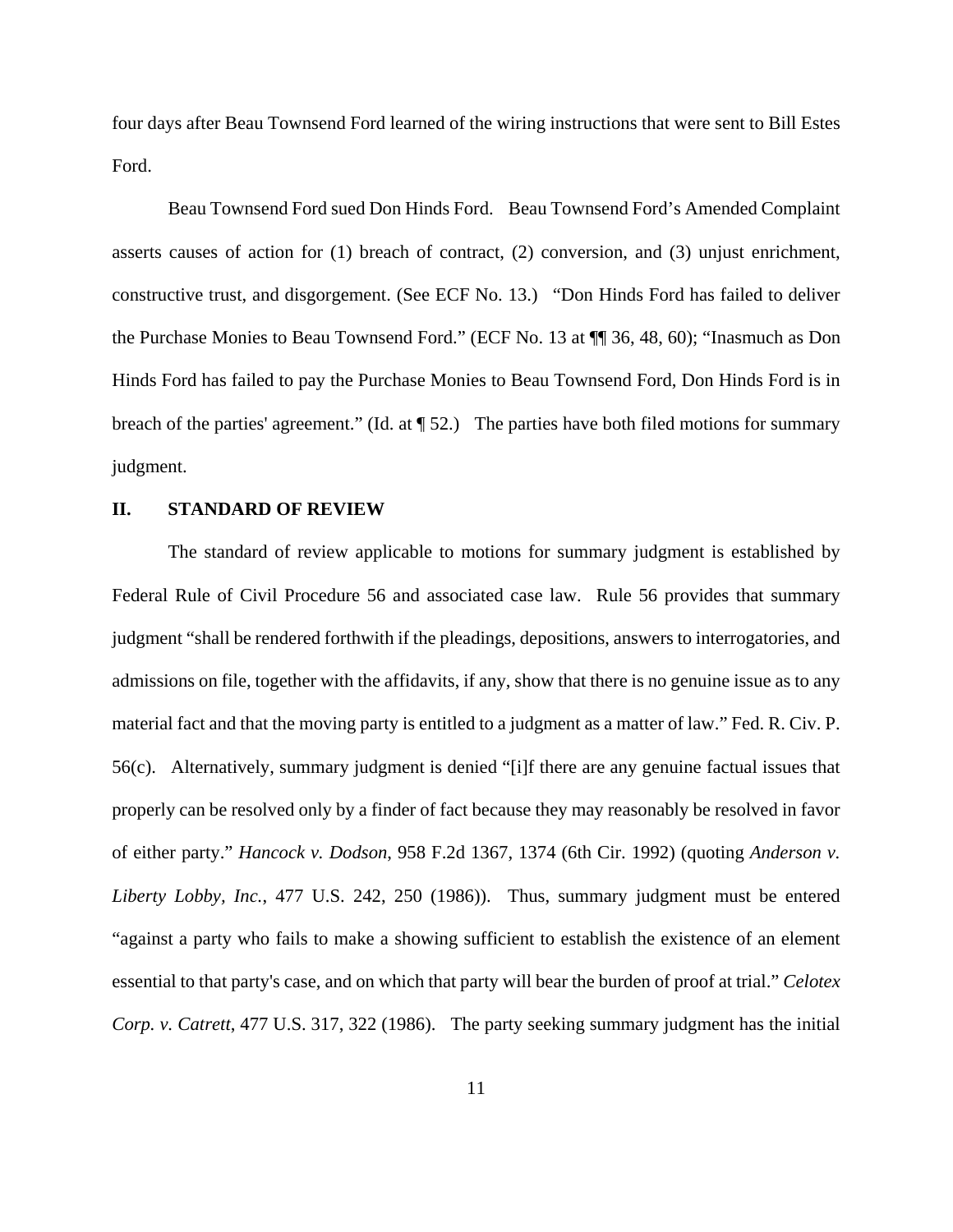four days after Beau Townsend Ford learned of the wiring instructions that were sent to Bill Estes Ford.

Beau Townsend Ford sued Don Hinds Ford. Beau Townsend Ford's Amended Complaint asserts causes of action for (1) breach of contract, (2) conversion, and (3) unjust enrichment, constructive trust, and disgorgement. (See ECF No. 13.) "Don Hinds Ford has failed to deliver the Purchase Monies to Beau Townsend Ford." (ECF No. 13 at ¶¶ 36, 48, 60); "Inasmuch as Don Hinds Ford has failed to pay the Purchase Monies to Beau Townsend Ford, Don Hinds Ford is in breach of the parties' agreement." (Id. at ¶ 52.) The parties have both filed motions for summary judgment.

## II. STANDARD OF REVIEW

The standard of review applicable to motions for summary judgment is established by Federal Rule of Civil Procedure 56 and associated case law. Rule 56 provides that summary judgment "shall be rendered forthwith if the pleadings, depositions, answers to interrogatories, and admissions on file, together with the affidavits, if any, show that there is no genuine issue as to any material fact and that the moving party is entitled to a judgment as a matter of law." Fed. R. Civ. P. 56(c). Alternatively, summary judgment is denied "[i]f there are any genuine factual issues that properly can be resolved only by a finder of fact because they may reasonably be resolved in favor of either party." *Hancock v. Dodson*, 958 F.2d 1367, 1374 (6th Cir. 1992) (quoting *Anderson v. Liberty Lobby, Inc.*, 477 U.S. 242, 250 (1986)). Thus, summary judgment must be entered "against a party who fails to make a showing sufficient to establish the existence of an element essential to that party's case, and on which that party will bear the burden of proof at trial." *Celotex Corp. v. Catrett*, 477 U.S. 317, 322 (1986). The party seeking summary judgment has the initial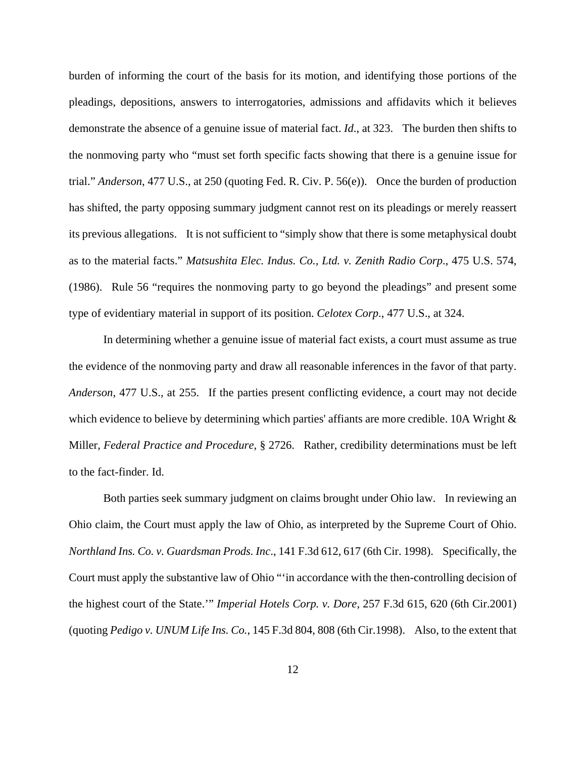burden of informing the court of the basis for its motion, and identifying those portions of the pleadings, depositions, answers to interrogatories, admissions and affidavits which it believes demonstrate the absence of a genuine issue of material fact. *Id*., at 323. The burden then shifts to the nonmoving party who "must set forth specific facts showing that there is a genuine issue for trial." *Anderson*, 477 U.S., at 250 (quoting Fed. R. Civ. P. 56(e)). Once the burden of production has shifted, the party opposing summary judgment cannot rest on its pleadings or merely reassert its previous allegations. It is not sufficient to "simply show that there is some metaphysical doubt as to the material facts." *Matsushita Elec. Indus. Co., Ltd. v. Zenith Radio Corp*., 475 U.S. 574, (1986). Rule 56 "requires the nonmoving party to go beyond the pleadings" and present some type of evidentiary material in support of its position. *Celotex Corp*., 477 U.S., at 324.

In determining whether a genuine issue of material fact exists, a court must assume as true the evidence of the nonmoving party and draw all reasonable inferences in the favor of that party. *Anderson*, 477 U.S., at 255. If the parties present conflicting evidence, a court may not decide which evidence to believe by determining which parties' affiants are more credible. 10A Wright & Miller, *Federal Practice and Procedure*, § 2726. Rather, credibility determinations must be left to the fact-finder. Id.

Both parties seek summary judgment on claims brought under Ohio law. In reviewing an Ohio claim, the Court must apply the law of Ohio, as interpreted by the Supreme Court of Ohio. *Northland Ins. Co. v. Guardsman Prods. Inc*., 141 F.3d 612, 617 (6th Cir. 1998). Specifically, the Court must apply the substantive law of Ohio "'in accordance with the then-controlling decision of the highest court of the State.'" *Imperial Hotels Corp. v. Dore*, 257 F.3d 615, 620 (6th Cir.2001) (quoting *Pedigo v. UNUM Life Ins. Co.*, 145 F.3d 804, 808 (6th Cir.1998). Also, to the extent that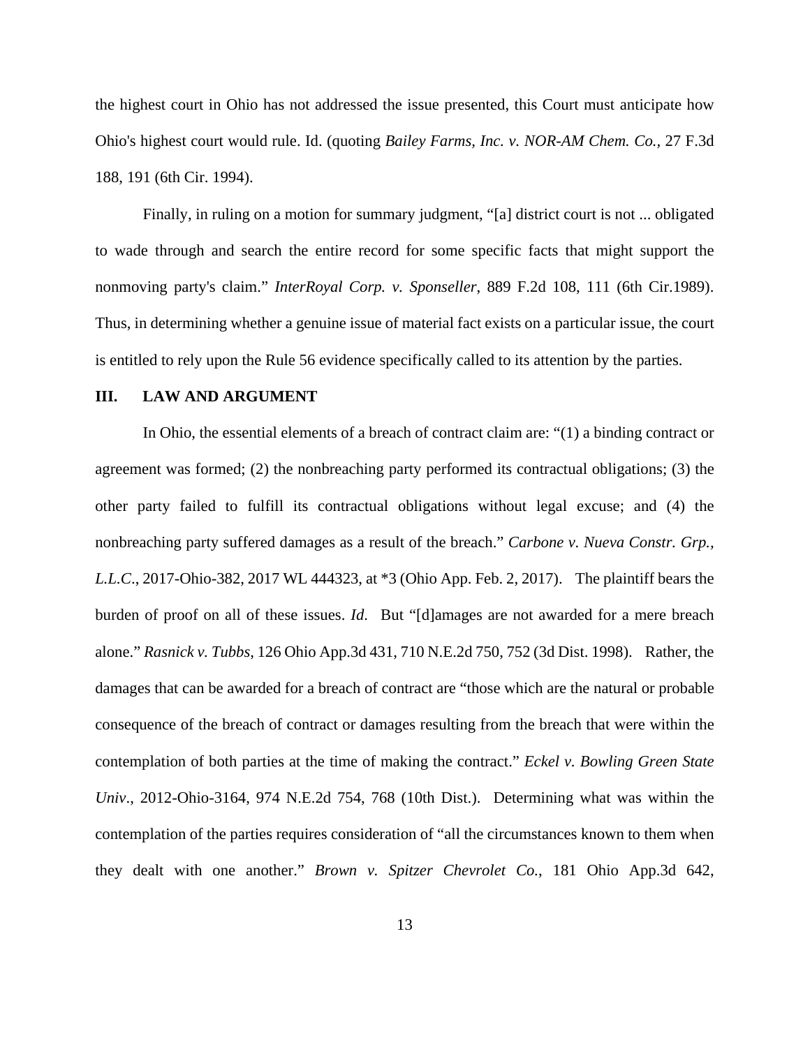the highest court in Ohio has not addressed the issue presented, this Court must anticipate how Ohio's highest court would rule. Id. (quoting *Bailey Farms, Inc. v. NOR-AM Chem. Co.*, 27 F.3d 188, 191 (6th Cir. 1994).

Finally, in ruling on a motion for summary judgment, "[a] district court is not ... obligated to wade through and search the entire record for some specific facts that might support the nonmoving party's claim." *InterRoyal Corp. v. Sponseller*, 889 F.2d 108, 111 (6th Cir.1989). Thus, in determining whether a genuine issue of material fact exists on a particular issue, the court is entitled to rely upon the Rule 56 evidence specifically called to its attention by the parties.

## III. LAW AND ARGUMENT

In Ohio, the essential elements of a breach of contract claim are: "(1) a binding contract or agreement was formed; (2) the nonbreaching party performed its contractual obligations; (3) the other party failed to fulfill its contractual obligations without legal excuse; and (4) the nonbreaching party suffered damages as a result of the breach." *Carbone v. Nueva Constr. Grp., L.L.C*., 2017-Ohio-382, 2017 WL 444323, at *3 (Ohio App. Feb. 2, 2017). The plaintiff bears the burden of proof on all of these issues. *Id*. But "[d]amages are not awarded for a mere breach alone." *Rasnick v. Tubbs*, 126 Ohio App.3d 431, 710 N.E.2d 750, 752 (3d Dist. 1998). Rather, the damages that can be awarded for a breach of contract are "those which are the natural or probable consequence of the breach of contract or damages resulting from the breach that were within the contemplation of both parties at the time of making the contract." *Eckel v. Bowling Green State Univ*., 2012-Ohio-3164, 974 N.E.2d 754, 768 (10th Dist.). Determining what was within the contemplation of the parties requires consideration of "all the circumstances known to them when they dealt with one another." *Brown v. Spitzer Chevrolet Co.*, 181 Ohio App.3d 642,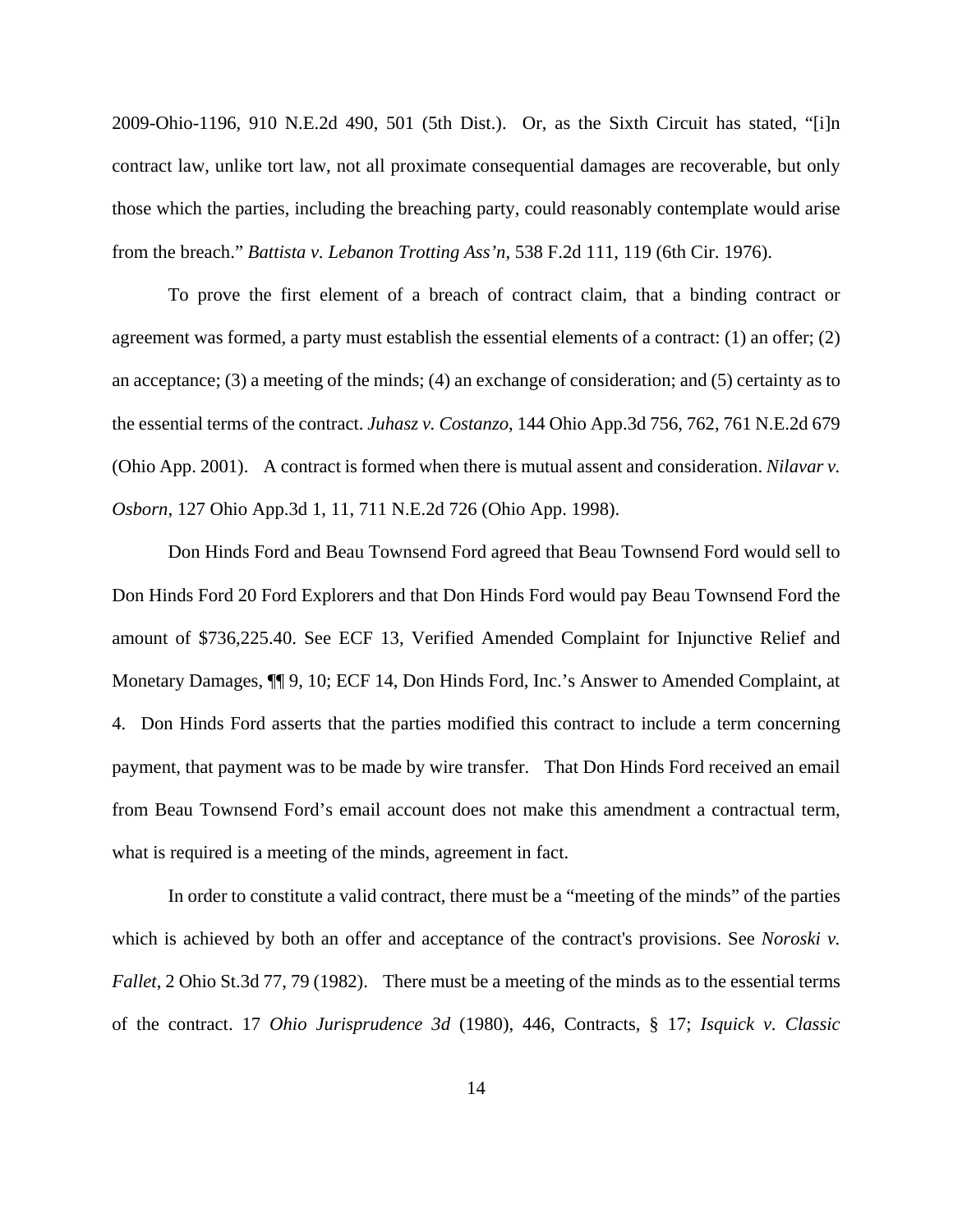2009-Ohio-1196, 910 N.E.2d 490, 501 (5th Dist.). Or, as the Sixth Circuit has stated, "[i]n contract law, unlike tort law, not all proximate consequential damages are recoverable, but only those which the parties, including the breaching party, could reasonably contemplate would arise from the breach." *Battista v. Lebanon Trotting Ass'n*, 538 F.2d 111, 119 (6th Cir. 1976).

To prove the first element of a breach of contract claim, that a binding contract or agreement was formed, a party must establish the essential elements of a contract: (1) an offer; (2) an acceptance; (3) a meeting of the minds; (4) an exchange of consideration; and (5) certainty as to the essential terms of the contract. *Juhasz v. Costanzo*, 144 Ohio App.3d 756, 762, 761 N.E.2d 679 (Ohio App. 2001). A contract is formed when there is mutual assent and consideration. *Nilavar v. Osborn*, 127 Ohio App.3d 1, 11, 711 N.E.2d 726 (Ohio App. 1998).

Don Hinds Ford and Beau Townsend Ford agreed that Beau Townsend Ford would sell to Don Hinds Ford 20 Ford Explorers and that Don Hinds Ford would pay Beau Townsend Ford the amount of $736,225.40. See ECF 13, Verified Amended Complaint for Injunctive Relief and Monetary Damages, ¶¶ 9, 10; ECF 14, Don Hinds Ford, Inc.'s Answer to Amended Complaint, at 4. Don Hinds Ford asserts that the parties modified this contract to include a term concerning payment, that payment was to be made by wire transfer. That Don Hinds Ford received an email from Beau Townsend Ford's email account does not make this amendment a contractual term, what is required is a meeting of the minds, agreement in fact.

In order to constitute a valid contract, there must be a "meeting of the minds" of the parties which is achieved by both an offer and acceptance of the contract's provisions. See *Noroski v. Fallet*, 2 Ohio St.3d 77, 79 (1982). There must be a meeting of the minds as to the essential terms of the contract. 17 *Ohio Jurisprudence 3d* (1980), 446, Contracts, § 17; *Isquick v. Classic*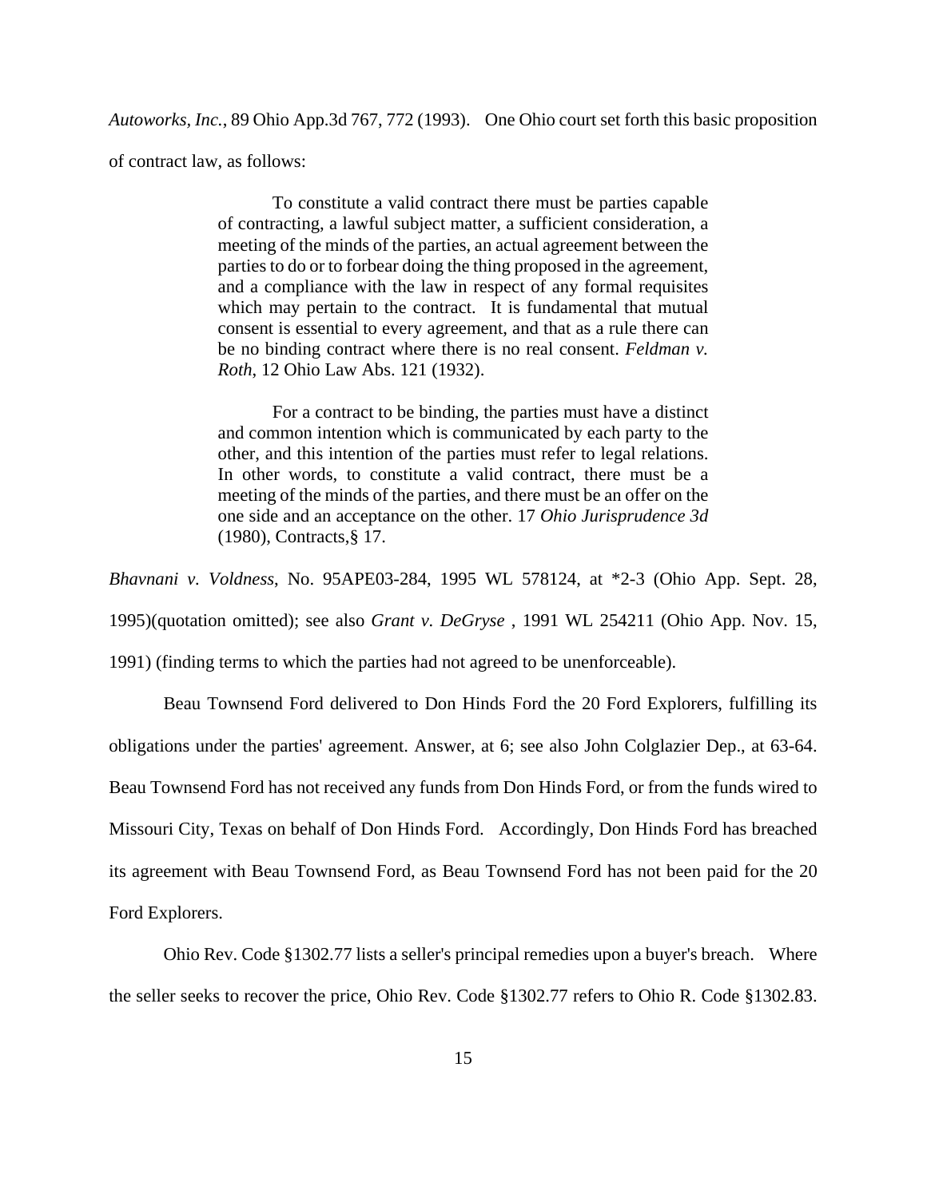*Autoworks, Inc.*, 89 Ohio App.3d 767, 772 (1993). One Ohio court set forth this basic proposition of contract law, as follows:

> To constitute a valid contract there must be parties capable of contracting, a lawful subject matter, a sufficient consideration, a meeting of the minds of the parties, an actual agreement between the parties to do or to forbear doing the thing proposed in the agreement, and a compliance with the law in respect of any formal requisites which may pertain to the contract. It is fundamental that mutual consent is essential to every agreement, and that as a rule there can be no binding contract where there is no real consent. *Feldman v. Roth*, 12 Ohio Law Abs. 121 (1932).
>
> For a contract to be binding, the parties must have a distinct and common intention which is communicated by each party to the other, and this intention of the parties must refer to legal relations. In other words, to constitute a valid contract, there must be a meeting of the minds of the parties, and there must be an offer on the one side and an acceptance on the other. 17 *Ohio Jurisprudence 3d* (1980), Contracts,§ 17.

*Bhavnani v. Voldness*, No. 95APE03-284, 1995 WL 578124, at *2-3 (Ohio App. Sept. 28, 1995)(quotation omitted); see also *Grant v. DeGryse* , 1991 WL 254211 (Ohio App. Nov. 15, 1991) (finding terms to which the parties had not agreed to be unenforceable).

Beau Townsend Ford delivered to Don Hinds Ford the 20 Ford Explorers, fulfilling its obligations under the parties' agreement. Answer, at 6; see also John Colglazier Dep., at 63-64. Beau Townsend Ford has not received any funds from Don Hinds Ford, or from the funds wired to Missouri City, Texas on behalf of Don Hinds Ford. Accordingly, Don Hinds Ford has breached its agreement with Beau Townsend Ford, as Beau Townsend Ford has not been paid for the 20 Ford Explorers.

Ohio Rev. Code §1302.77 lists a seller's principal remedies upon a buyer's breach. Where the seller seeks to recover the price, Ohio Rev. Code §1302.77 refers to Ohio R. Code §1302.83.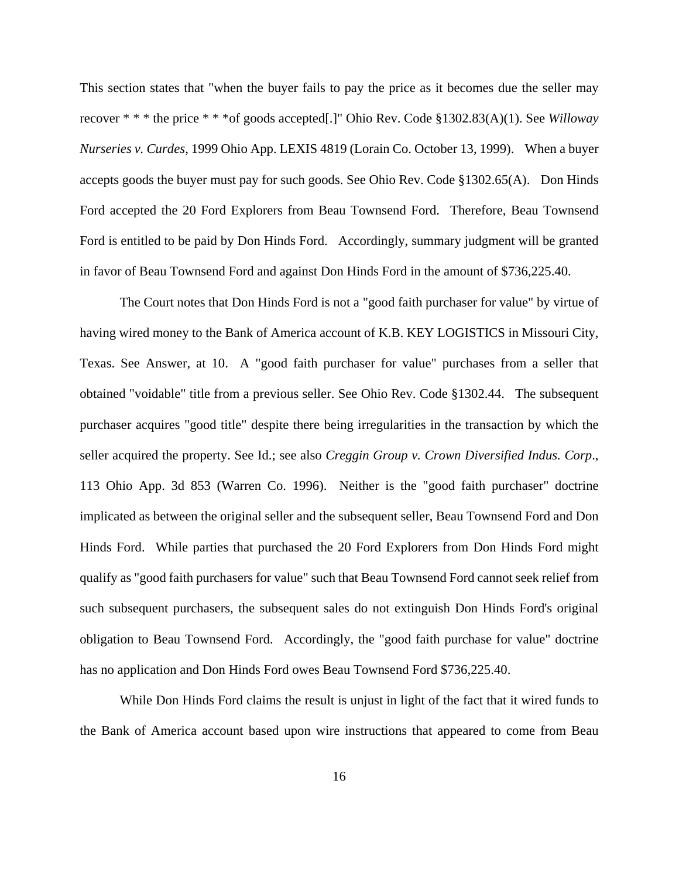This section states that "when the buyer fails to pay the price as it becomes due the seller may recover * * * the price * * *of goods accepted[.]" Ohio Rev. Code §1302.83(A)(1). See *Willoway Nurseries v. Curdes*, 1999 Ohio App. LEXIS 4819 (Lorain Co. October 13, 1999). When a buyer accepts goods the buyer must pay for such goods. See Ohio Rev. Code §1302.65(A). Don Hinds Ford accepted the 20 Ford Explorers from Beau Townsend Ford. Therefore, Beau Townsend Ford is entitled to be paid by Don Hinds Ford. Accordingly, summary judgment will be granted in favor of Beau Townsend Ford and against Don Hinds Ford in the amount of $736,225.40.

The Court notes that Don Hinds Ford is not a "good faith purchaser for value" by virtue of having wired money to the Bank of America account of K.B. KEY LOGISTICS in Missouri City, Texas. See Answer, at 10. A "good faith purchaser for value" purchases from a seller that obtained "voidable" title from a previous seller. See Ohio Rev. Code §1302.44. The subsequent purchaser acquires "good title" despite there being irregularities in the transaction by which the seller acquired the property. See Id.; see also *Creggin Group v. Crown Diversified Indus. Corp*., 113 Ohio App. 3d 853 (Warren Co. 1996). Neither is the "good faith purchaser" doctrine implicated as between the original seller and the subsequent seller, Beau Townsend Ford and Don Hinds Ford. While parties that purchased the 20 Ford Explorers from Don Hinds Ford might qualify as "good faith purchasers for value" such that Beau Townsend Ford cannot seek relief from such subsequent purchasers, the subsequent sales do not extinguish Don Hinds Ford's original obligation to Beau Townsend Ford. Accordingly, the "good faith purchase for value" doctrine has no application and Don Hinds Ford owes Beau Townsend Ford $736,225.40.

While Don Hinds Ford claims the result is unjust in light of the fact that it wired funds to the Bank of America account based upon wire instructions that appeared to come from Beau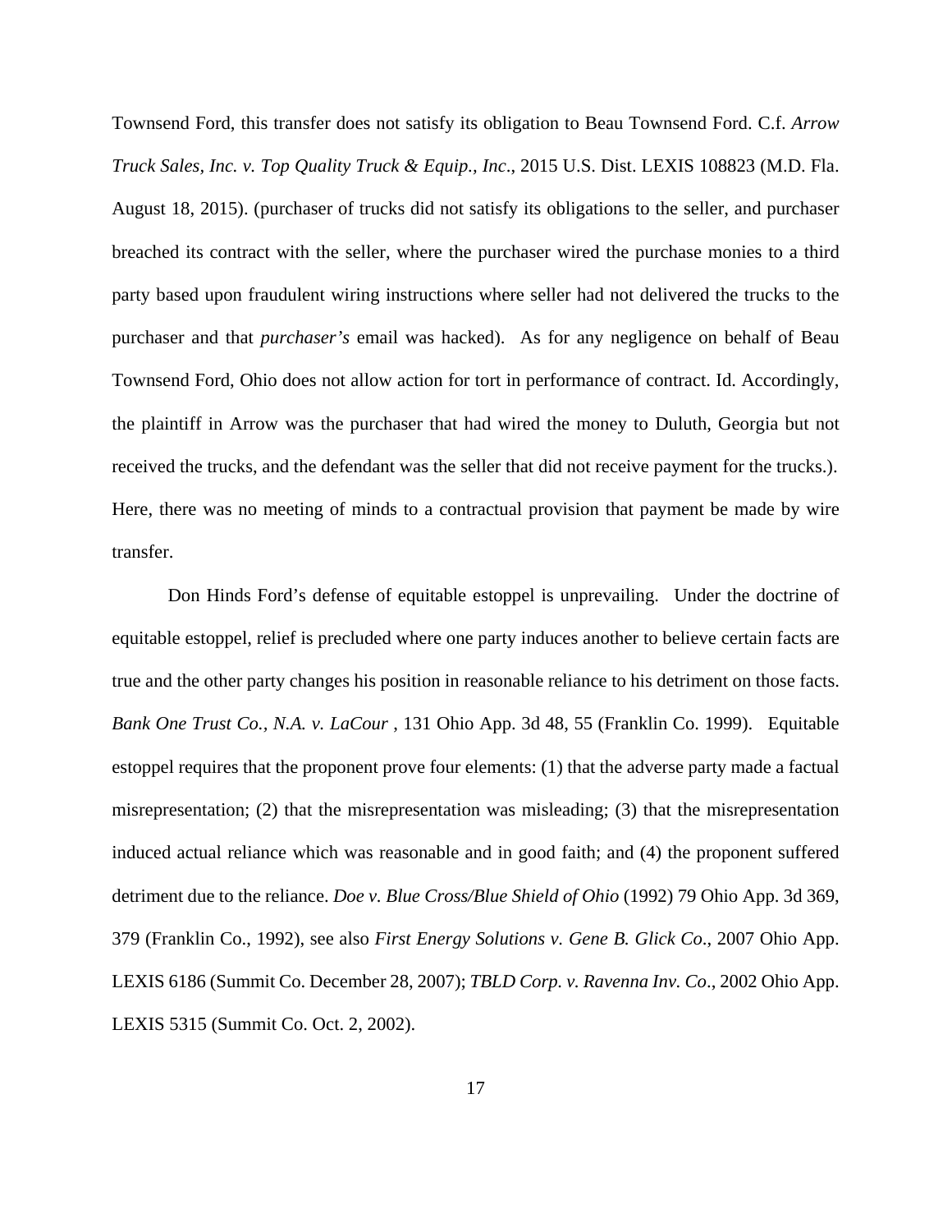Townsend Ford, this transfer does not satisfy its obligation to Beau Townsend Ford. C.f. *Arrow Truck Sales, Inc. v. Top Quality Truck & Equip., Inc.*, 2015 U.S. Dist. LEXIS 108823 (M.D. Fla. August 18, 2015). (purchaser of trucks did not satisfy its obligations to the seller, and purchaser breached its contract with the seller, where the purchaser wired the purchase monies to a third party based upon fraudulent wiring instructions where seller had not delivered the trucks to the purchaser and that *purchaser's* email was hacked). As for any negligence on behalf of Beau Townsend Ford, Ohio does not allow action for tort in performance of contract. Id. Accordingly, the plaintiff in Arrow was the purchaser that had wired the money to Duluth, Georgia but not received the trucks, and the defendant was the seller that did not receive payment for the trucks.). Here, there was no meeting of minds to a contractual provision that payment be made by wire transfer.

Don Hinds Ford's defense of equitable estoppel is unprevailing. Under the doctrine of equitable estoppel, relief is precluded where one party induces another to believe certain facts are true and the other party changes his position in reasonable reliance to his detriment on those facts. *Bank One Trust Co., N.A. v. LaCour* , 131 Ohio App. 3d 48, 55 (Franklin Co. 1999). Equitable estoppel requires that the proponent prove four elements: (1) that the adverse party made a factual misrepresentation; (2) that the misrepresentation was misleading; (3) that the misrepresentation induced actual reliance which was reasonable and in good faith; and (4) the proponent suffered detriment due to the reliance. *Doe v. Blue Cross/Blue Shield of Ohio* (1992) 79 Ohio App. 3d 369, 379 (Franklin Co., 1992), see also *First Energy Solutions v. Gene B. Glick Co*., 2007 Ohio App. LEXIS 6186 (Summit Co. December 28, 2007); *TBLD Corp. v. Ravenna Inv. Co*., 2002 Ohio App. LEXIS 5315 (Summit Co. Oct. 2, 2002).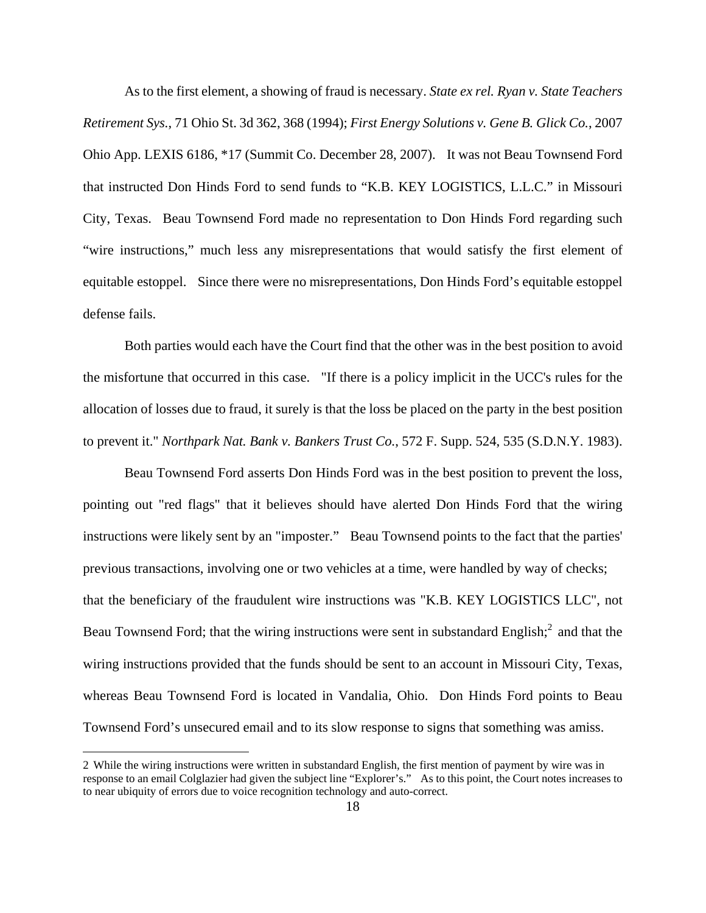As to the first element, a showing of fraud is necessary. *State ex rel. Ryan v. State Teachers Retirement Sys.*, 71 Ohio St. 3d 362, 368 (1994); *First Energy Solutions v. Gene B. Glick Co.*, 2007 Ohio App. LEXIS 6186, *17 (Summit Co. December 28, 2007). It was not Beau Townsend Ford that instructed Don Hinds Ford to send funds to "K.B. KEY LOGISTICS, L.L.C." in Missouri City, Texas. Beau Townsend Ford made no representation to Don Hinds Ford regarding such "wire instructions," much less any misrepresentations that would satisfy the first element of equitable estoppel. Since there were no misrepresentations, Don Hinds Ford's equitable estoppel defense fails.

Both parties would each have the Court find that the other was in the best position to avoid the misfortune that occurred in this case. "If there is a policy implicit in the UCC's rules for the allocation of losses due to fraud, it surely is that the loss be placed on the party in the best position to prevent it." *Northpark Nat. Bank v. Bankers Trust Co.*, 572 F. Supp. 524, 535 (S.D.N.Y. 1983).

Beau Townsend Ford asserts Don Hinds Ford was in the best position to prevent the loss, pointing out "red flags" that it believes should have alerted Don Hinds Ford that the wiring instructions were likely sent by an "imposter." Beau Townsend points to the fact that the parties' previous transactions, involving one or two vehicles at a time, were handled by way of checks; that the beneficiary of the fraudulent wire instructions was "K.B. KEY LOGISTICS LLC", not Beau Townsend Ford; that the wiring instructions were sent in substandard English;[2] and that the wiring instructions provided that the funds should be sent to an account in Missouri City, Texas, whereas Beau Townsend Ford is located in Vandalia, Ohio. Don Hinds Ford points to Beau Townsend Ford's unsecured email and to its slow response to signs that something was amiss.

---

2 While the wiring instructions were written in substandard English, the first mention of payment by wire was in response to an email Colglazier had given the subject line "Explorer's." As to this point, the Court notes increases to to near ubiquity of errors due to voice recognition technology and auto-correct.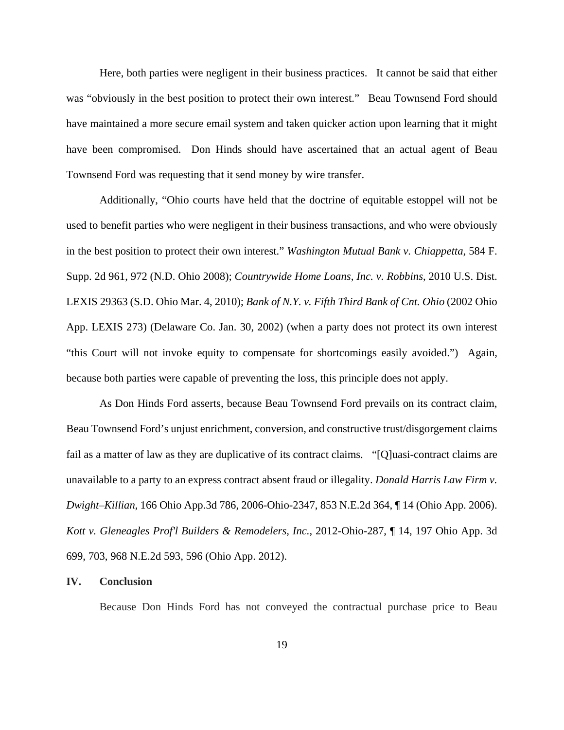Here, both parties were negligent in their business practices. It cannot be said that either was "obviously in the best position to protect their own interest." Beau Townsend Ford should have maintained a more secure email system and taken quicker action upon learning that it might have been compromised. Don Hinds should have ascertained that an actual agent of Beau Townsend Ford was requesting that it send money by wire transfer.

Additionally, "Ohio courts have held that the doctrine of equitable estoppel will not be used to benefit parties who were negligent in their business transactions, and who were obviously in the best position to protect their own interest." *Washington Mutual Bank v. Chiappetta*, 584 F. Supp. 2d 961, 972 (N.D. Ohio 2008); *Countrywide Home Loans, Inc. v. Robbins*, 2010 U.S. Dist. LEXIS 29363 (S.D. Ohio Mar. 4, 2010); *Bank of N.Y. v. Fifth Third Bank of Cnt. Ohio* (2002 Ohio App. LEXIS 273) (Delaware Co. Jan. 30, 2002) (when a party does not protect its own interest "this Court will not invoke equity to compensate for shortcomings easily avoided.") Again, because both parties were capable of preventing the loss, this principle does not apply.

As Don Hinds Ford asserts, because Beau Townsend Ford prevails on its contract claim, Beau Townsend Ford's unjust enrichment, conversion, and constructive trust/disgorgement claims fail as a matter of law as they are duplicative of its contract claims. "[Q]uasi-contract claims are unavailable to a party to an express contract absent fraud or illegality. *Donald Harris Law Firm v. Dwight–Killian*, 166 Ohio App.3d 786, 2006-Ohio-2347, 853 N.E.2d 364, ¶ 14 (Ohio App. 2006). *Kott v. Gleneagles Prof'l Builders & Remodelers, Inc.*, 2012-Ohio-287, ¶ 14, 197 Ohio App. 3d 699, 703, 968 N.E.2d 593, 596 (Ohio App. 2012).

## IV. Conclusion

Because Don Hinds Ford has not conveyed the contractual purchase price to Beau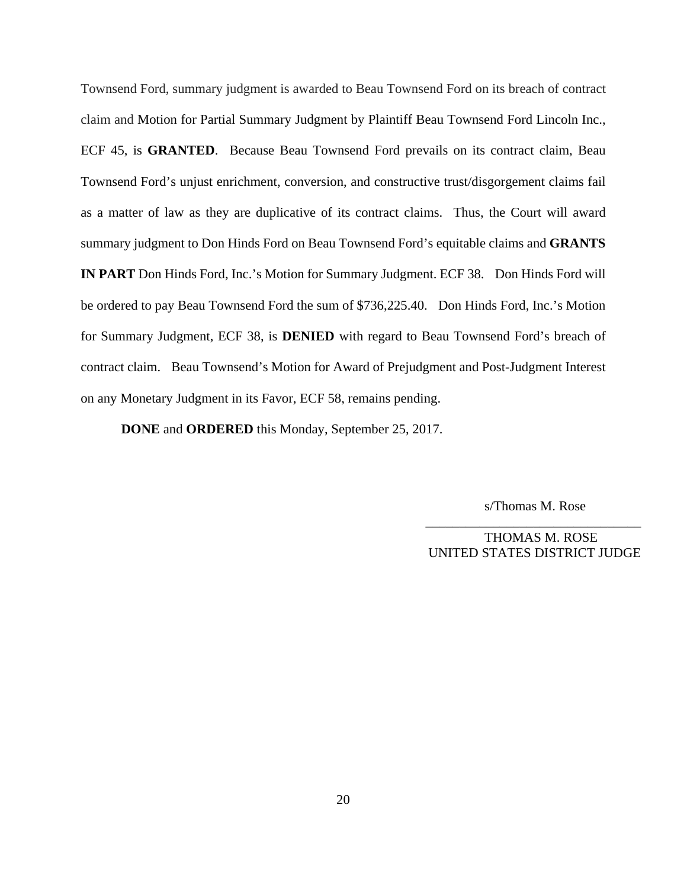Townsend Ford, summary judgment is awarded to Beau Townsend Ford on its breach of contract claim and Motion for Partial Summary Judgment by Plaintiff Beau Townsend Ford Lincoln Inc., ECF 45, is **GRANTED**. Because Beau Townsend Ford prevails on its contract claim, Beau Townsend Ford's unjust enrichment, conversion, and constructive trust/disgorgement claims fail as a matter of law as they are duplicative of its contract claims. Thus, the Court will award summary judgment to Don Hinds Ford on Beau Townsend Ford's equitable claims and **GRANTS IN PART** Don Hinds Ford, Inc.'s Motion for Summary Judgment. ECF 38. Don Hinds Ford will be ordered to pay Beau Townsend Ford the sum of $736,225.40. Don Hinds Ford, Inc.'s Motion for Summary Judgment, ECF 38, is **DENIED** with regard to Beau Townsend Ford's breach of contract claim. Beau Townsend's Motion for Award of Prejudgment and Post-Judgment Interest on any Monetary Judgment in its Favor, ECF 58, remains pending.

**DONE** and **ORDERED** this Monday, September 25, 2017.

s/Thomas M. Rose

\_\_\_\_\_\_\_\_\_\_\_\_\_\_\_\_\_\_\_\_\_\_\_\_\_\_\_\_\_\_\_\_

THOMAS M. ROSE
UNITED STATES DISTRICT JUDGE